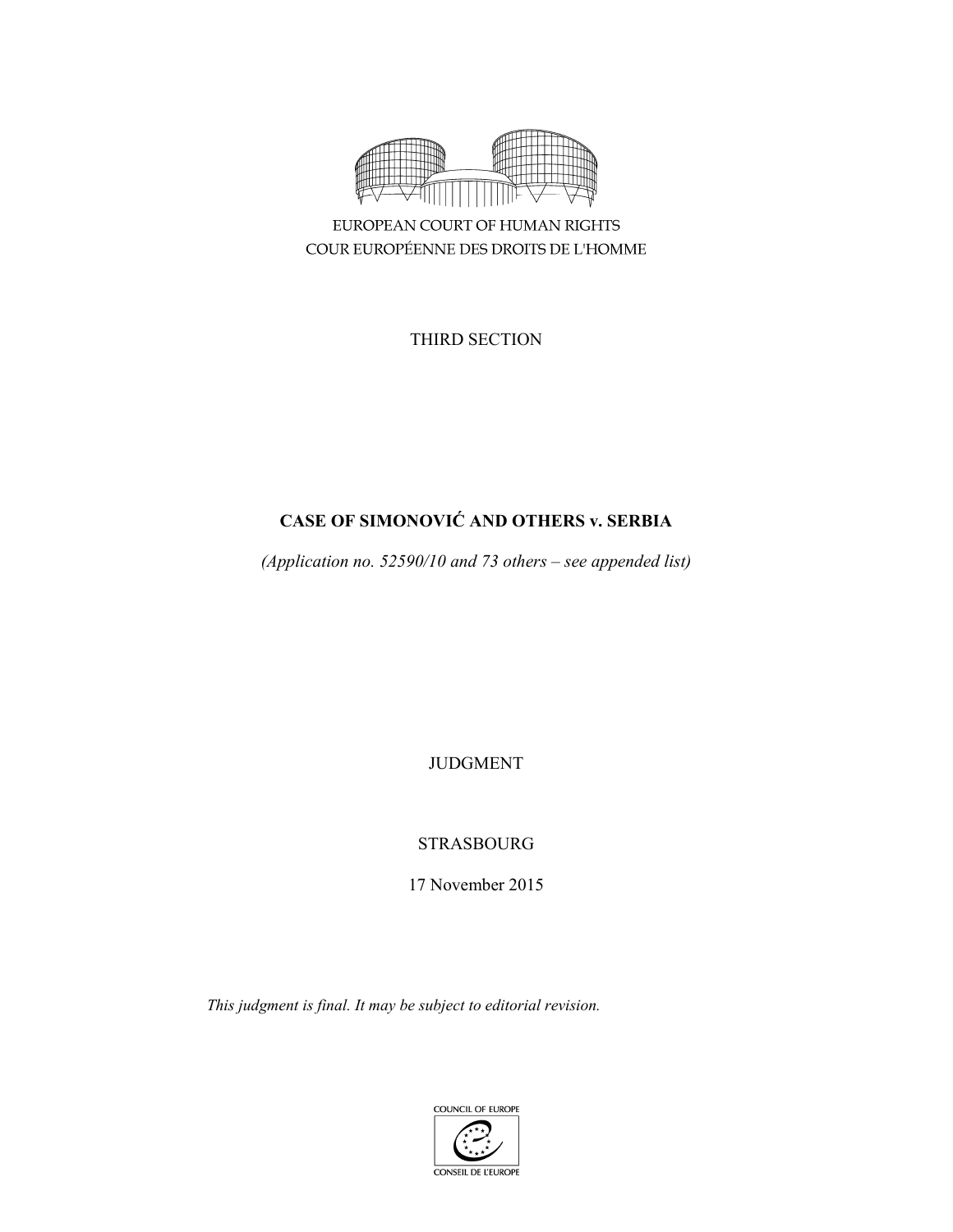EUROPEAN COURT OF HUMAN RIGHTS
COUR EUROPÉENNE DES DROITS DE L'HOMME

THIRD SECTION

# CASE OF SIMONOVIĆ AND OTHERS v. SERBIA

*(Application no. 52590/10 and 73 others – see appended list)*

JUDGMENT

STRASBOURG

17 November 2015

*This judgment is final. It may be subject to editorial revision.*

COUNCIL OF EUROPE
CONSEIL DE L'EUROPE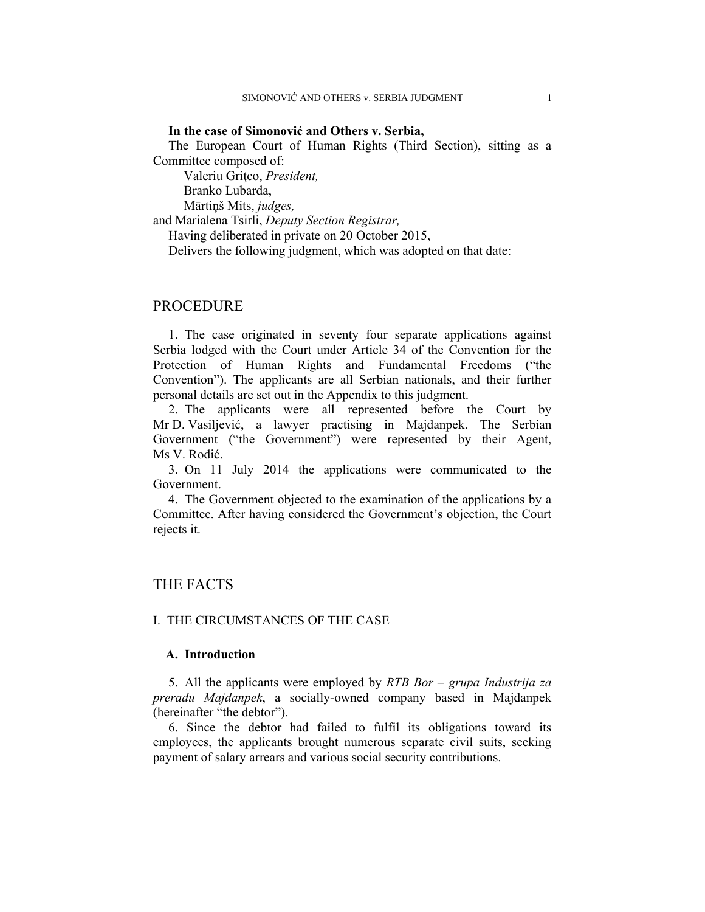**In the case of Simonović and Others v. Serbia,**

The European Court of Human Rights (Third Section), sitting as a Committee composed of:

Valeriu Griţco, *President,*
Branko Lubarda,
Mārtiņš Mits, *judges,*
and Marialena Tsirli, *Deputy Section Registrar,*

Having deliberated in private on 20 October 2015,

Delivers the following judgment, which was adopted on that date:

# PROCEDURE

1. The case originated in seventy four separate applications against Serbia lodged with the Court under Article 34 of the Convention for the Protection of Human Rights and Fundamental Freedoms ("the Convention"). The applicants are all Serbian nationals, and their further personal details are set out in the Appendix to this judgment.

2. The applicants were all represented before the Court by Mr D. Vasiljević, a lawyer practising in Majdanpek. The Serbian Government ("the Government") were represented by their Agent, Ms V. Rodić.

3. On 11 July 2014 the applications were communicated to the Government.

4. The Government objected to the examination of the applications by a Committee. After having considered the Government's objection, the Court rejects it.

# THE FACTS

## I. THE CIRCUMSTANCES OF THE CASE

### A. Introduction

5. All the applicants were employed by *RTB Bor – grupa Industrija za preradu Majdanpek*, a socially-owned company based in Majdanpek (hereinafter "the debtor").

6. Since the debtor had failed to fulfil its obligations toward its employees, the applicants brought numerous separate civil suits, seeking payment of salary arrears and various social security contributions.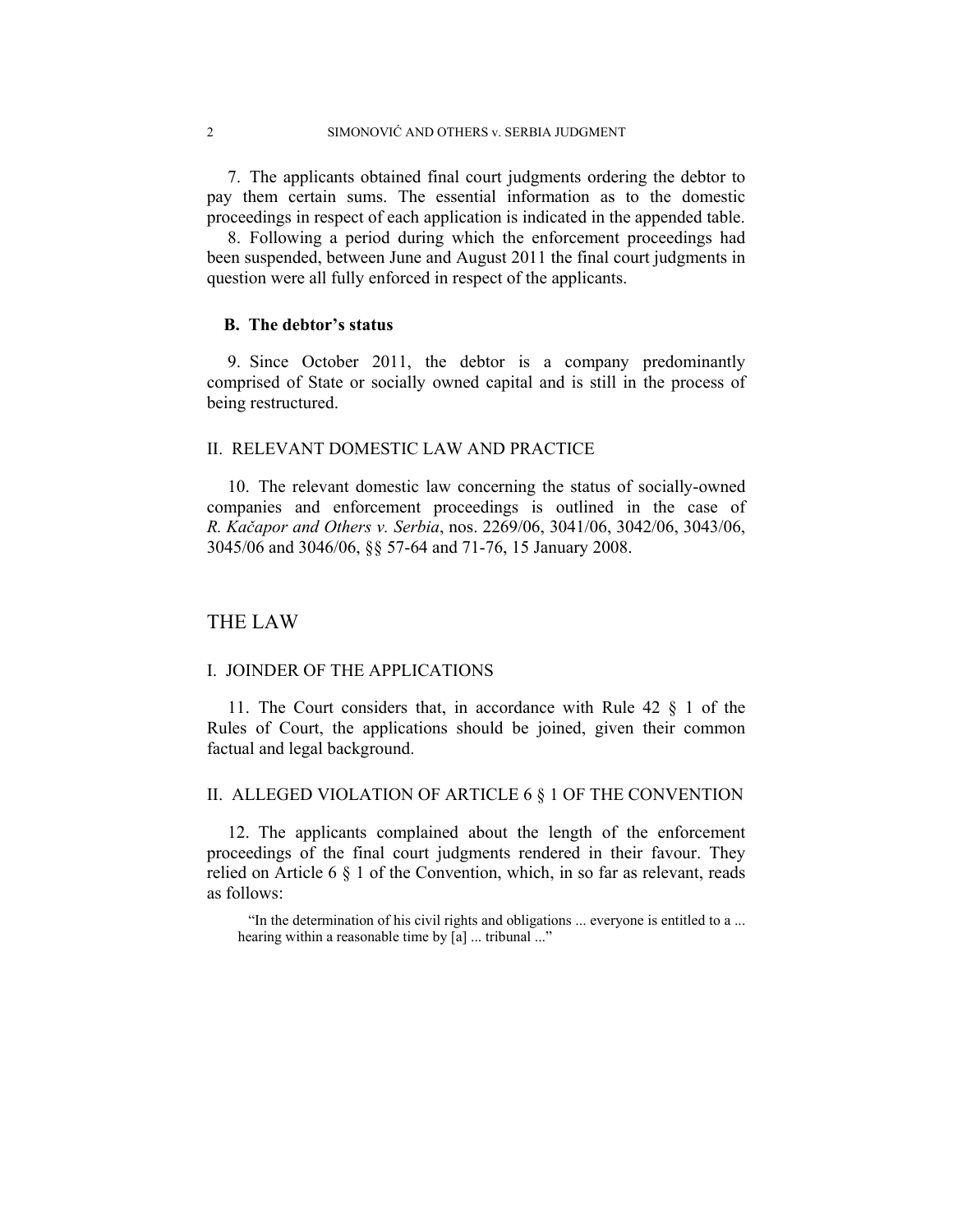7. The applicants obtained final court judgments ordering the debtor to pay them certain sums. The essential information as to the domestic proceedings in respect of each application is indicated in the appended table.

8. Following a period during which the enforcement proceedings had been suspended, between June and August 2011 the final court judgments in question were all fully enforced in respect of the applicants.

### B. The debtor's status

9. Since October 2011, the debtor is a company predominantly comprised of State or socially owned capital and is still in the process of being restructured.

## II. RELEVANT DOMESTIC LAW AND PRACTICE

10. The relevant domestic law concerning the status of socially-owned companies and enforcement proceedings is outlined in the case of *R. Kačapor and Others v. Serbia*, nos. 2269/06, 3041/06, 3042/06, 3043/06, 3045/06 and 3046/06, §§ 57-64 and 71-76, 15 January 2008.

# THE LAW

## I. JOINDER OF THE APPLICATIONS

11. The Court considers that, in accordance with Rule 42 § 1 of the Rules of Court, the applications should be joined, given their common factual and legal background.

## II. ALLEGED VIOLATION OF ARTICLE 6 § 1 OF THE CONVENTION

12. The applicants complained about the length of the enforcement proceedings of the final court judgments rendered in their favour. They relied on Article 6 § 1 of the Convention, which, in so far as relevant, reads as follows:

> "In the determination of his civil rights and obligations ... everyone is entitled to a ... hearing within a reasonable time by [a] ... tribunal ..."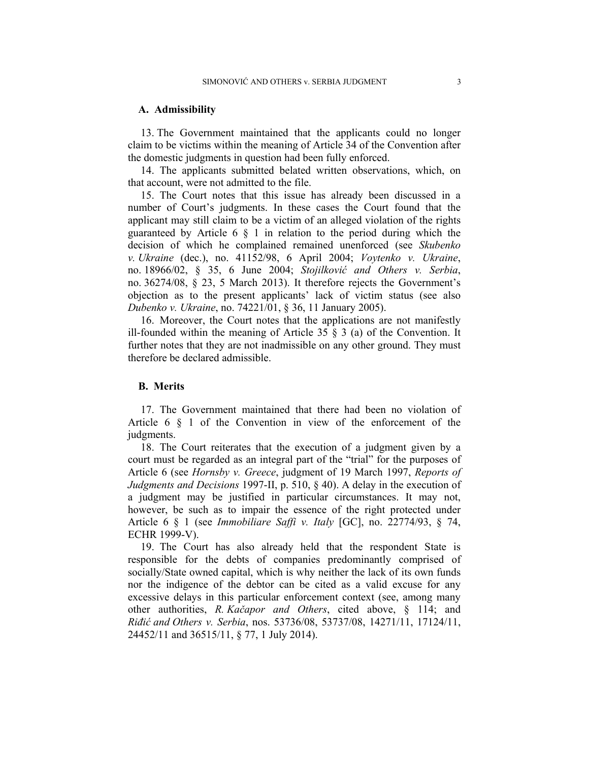### A. Admissibility

13. The Government maintained that the applicants could no longer claim to be victims within the meaning of Article 34 of the Convention after the domestic judgments in question had been fully enforced.

14. The applicants submitted belated written observations, which, on that account, were not admitted to the file.

15. The Court notes that this issue has already been discussed in a number of Court's judgments. In these cases the Court found that the applicant may still claim to be a victim of an alleged violation of the rights guaranteed by Article 6 § 1 in relation to the period during which the decision of which he complained remained unenforced (see *Skubenko v. Ukraine* (dec.), no. 41152/98, 6 April 2004; *Voytenko v. Ukraine*, no. 18966/02, § 35, 6 June 2004; *Stojilković and Others v. Serbia*, no. 36274/08, § 23, 5 March 2013). It therefore rejects the Government's objection as to the present applicants' lack of victim status (see also *Dubenko v. Ukraine*, no. 74221/01, § 36, 11 January 2005).

16. Moreover, the Court notes that the applications are not manifestly ill-founded within the meaning of Article 35 § 3 (a) of the Convention. It further notes that they are not inadmissible on any other ground. They must therefore be declared admissible.

### B. Merits

17. The Government maintained that there had been no violation of Article 6 § 1 of the Convention in view of the enforcement of the judgments.

18. The Court reiterates that the execution of a judgment given by a court must be regarded as an integral part of the "trial" for the purposes of Article 6 (see *Hornsby v. Greece*, judgment of 19 March 1997, *Reports of Judgments and Decisions* 1997-II, p. 510, § 40). A delay in the execution of a judgment may be justified in particular circumstances. It may not, however, be such as to impair the essence of the right protected under Article 6 § 1 (see *Immobiliare Saffi v. Italy* [GC], no. 22774/93, § 74, ECHR 1999-V).

19. The Court has also already held that the respondent State is responsible for the debts of companies predominantly comprised of socially/State owned capital, which is why neither the lack of its own funds nor the indigence of the debtor can be cited as a valid excuse for any excessive delays in this particular enforcement context (see, among many other authorities, *R. Kačapor and Others*, cited above, § 114; and *Riđić and Others v. Serbia*, nos. 53736/08, 53737/08, 14271/11, 17124/11, 24452/11 and 36515/11, § 77, 1 July 2014).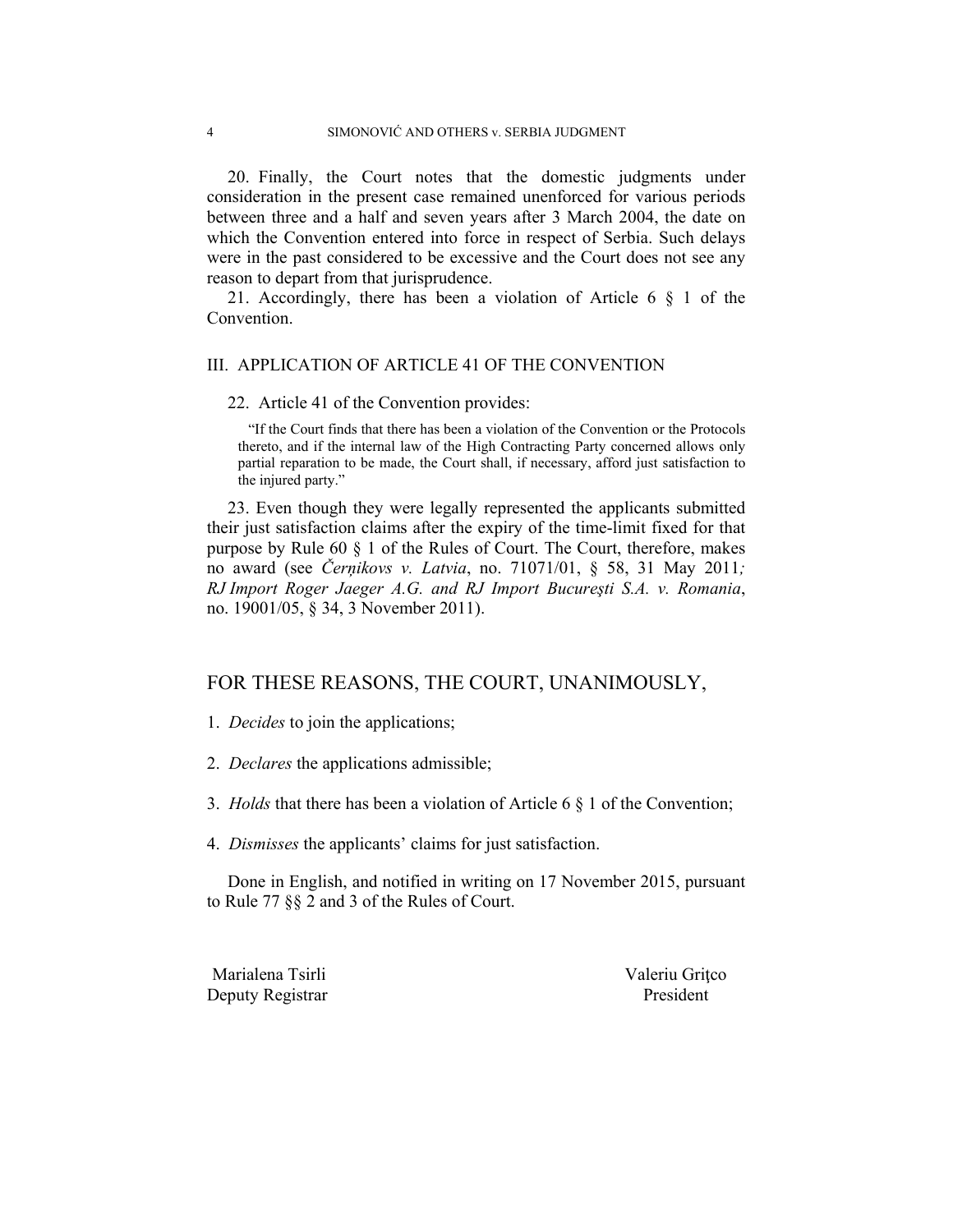20. Finally, the Court notes that the domestic judgments under consideration in the present case remained unenforced for various periods between three and a half and seven years after 3 March 2004, the date on which the Convention entered into force in respect of Serbia. Such delays were in the past considered to be excessive and the Court does not see any reason to depart from that jurisprudence.

21. Accordingly, there has been a violation of Article 6 § 1 of the Convention.

## III. APPLICATION OF ARTICLE 41 OF THE CONVENTION

22. Article 41 of the Convention provides:

> "If the Court finds that there has been a violation of the Convention or the Protocols thereto, and if the internal law of the High Contracting Party concerned allows only partial reparation to be made, the Court shall, if necessary, afford just satisfaction to the injured party."

23. Even though they were legally represented the applicants submitted their just satisfaction claims after the expiry of the time-limit fixed for that purpose by Rule 60 § 1 of the Rules of Court. The Court, therefore, makes no award (see *Čerņikovs v. Latvia*, no. 71071/01, § 58, 31 May 2011*; RJ Import Roger Jaeger A.G. and RJ Import Bucureşti S.A. v. Romania*, no. 19001/05, § 34, 3 November 2011).

## FOR THESE REASONS, THE COURT, UNANIMOUSLY,

1. *Decides* to join the applications;

2. *Declares* the applications admissible;

3. *Holds* that there has been a violation of Article 6 § 1 of the Convention;

4. *Dismisses* the applicants' claims for just satisfaction.

Done in English, and notified in writing on 17 November 2015, pursuant to Rule 77 §§ 2 and 3 of the Rules of Court.

Marialena Tsirli
Deputy Registrar

Valeriu Griţco
President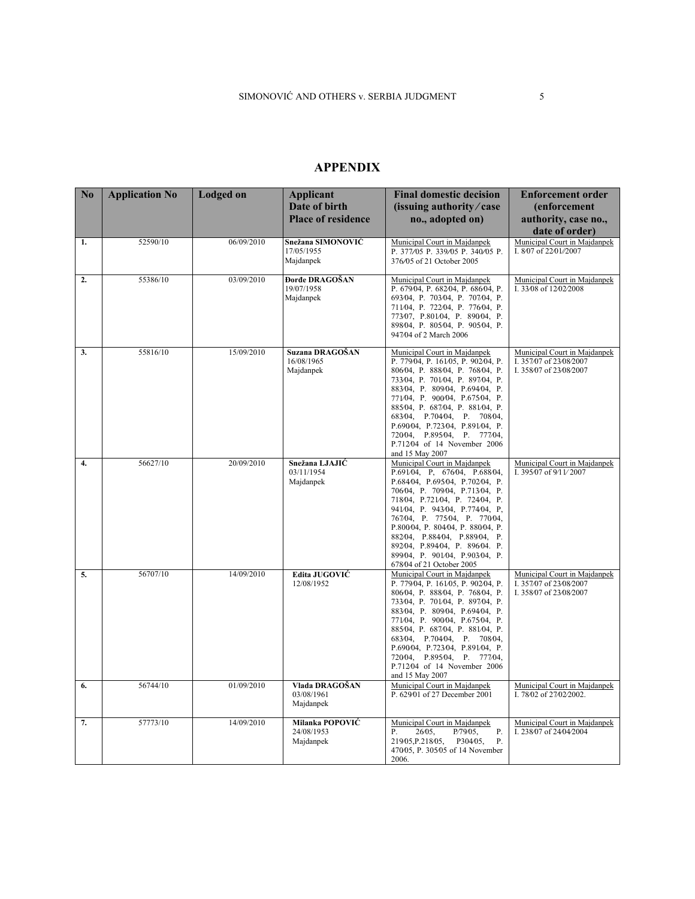## APPENDIX

| No | Application No | Lodged on | Applicant Date of birth Place of residence | Final domestic decision (issuing authority / case no., adopted on) | Enforcement order (enforcement authority, case no., date of order) |
|---|---|---|---|---|---|
| 1. | 52590/10 | 06/09/2010 | **Snežana SIMONOVIĆ** 17/05/1955 Majdanpek | Municipal Court in Majdanpek P. 377/05 P. 339/05 P. 340/05 P. 376/05 of 21 October 2005 | Municipal Court in Majdanpek I. 8/07 of 22/01/2007 |
| 2. | 55386/10 | 03/09/2010 | **Đorđe DRAGOŠAN** 19/07/1958 Majdanpek | Municipal Court in Majdanpek P. 679/04, P. 682/04, P. 686/04, P. 693/04, P. 703/04, P. 707/04, P. 711/04, P. 722/04, P. 776/04, P. 773/07, P.801/04, P. 890/04, P. 898/04, P. 805/04, P. 905/04, P. 947/04 of 2 March 2006 | Municipal Court in Majdanpek I. 33/08 of 12/02/2008 |
| 3. | 55816/10 | 15/09/2010 | **Suzana DRAGOŠAN** 16/08/1965 Majdanpek | Municipal Court in Majdanpek P. 779/04, P. 161/05, P. 902/04, P. 806/04, P. 888/04, P. 768/04, P. 733/04, P. 701/04, P. 897/04, P. 883/04, P. 809/04, P.694/04, P. 771/04, P. 900/04, P.675/04, P. 885/04, P. 687/04, P. 881/04, P. 683/04, P.704/04, P. 708/04, P.690/04, P.723/04, P.891/04, P. 720/04, P.895/04, P. 777/04, P.712/04 of 14 November 2006 and 15 May 2007 | Municipal Court in Majdanpek I. 357/07 of 23/08/2007 I. 358/07 of 23/08/2007 |
| 4. | 56627/10 | 20/09/2010 | **Snežana LJAJIĆ** 03/11/1954 Majdanpek | Municipal Court in Majdanpek P.691/04, P, 676/04, P.688/04, P.684/04, P.695/04, P.702/04, P. 706/04, P. 709/04, P.713/04, P. 718/04, P.721/04, P. 724/04, P. 941/04, P. 943/04, P.774/04, P, 767/04, P. 775/04, P. 770/04, P.800/04, P. 804/04, P. 880/04, P. 882/04, P.884/04, P.889/04, P. 892/04, P.894/04, P. 896/04. P. 899/04, P. 901/04, P.903/04, P. 678/04 of 21 October 2005 | Municipal Court in Majdanpek I. 395/07 of 9/11/ 2007 |
| 5. | 56707/10 | 14/09/2010 | **Edita JUGOVIĆ** 12/08/1952 | Municipal Court in Majdanpek P. 779/04, P. 161/05, P. 902/04, P. 806/04, P. 888/04, P. 768/04, P. 733/04, P. 701/04, P. 897/04, P. 883/04, P. 809/04, P.694/04, P. 771/04, P. 900/04, P.675/04, P. 885/04, P. 687/04, P. 881/04, P. 683/04, P.704/04, P. 708/04, P.690/04, P.723/04, P.891/04, P. 720/04, P.895/04, P. 777/04, P.712/04 of 14 November 2006 and 15 May 2007 | Municipal Court in Majdanpek I. 357/07 of 23/08/2007 I. 358/07 of 23/08/2007 |
| 6. | 56744/10 | 01/09/2010 | **Vlada DRAGOŠAN** 03/08/1961 Majdanpek | Municipal Court in Majdanpek P. 629/01 of 27 December 2001 | Municipal Court in Majdanpek I. 78/02 of 27/02/2002. |
| 7. | 57773/10 | 14/09/2010 | **Milanka POPOVIĆ** 24/08/1953 Majdanpek | Municipal Court in Majdanpek P. 26/05, P/79/05, P. 219/05,P.218/05, P304/05, P. 470/05, P. 305/05 of 14 November 2006. | Municipal Court in Majdanpek I. 238/07 of 24/04/2004 |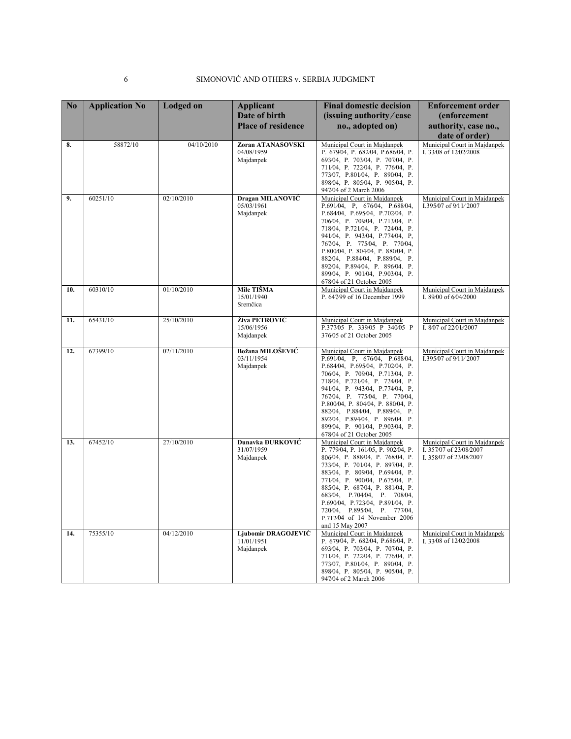| No | Application No | Lodged on | Applicant Date of birth Place of residence | Final domestic decision (issuing authority / case no., adopted on) | Enforcement order (enforcement authority, case no., date of order) |
|---|---|---|---|---|---|
| **8.** | 58872/10 | 04/10/2010 | **Zoran ATANASOVSKI** 04/08/1959 Majdanpek | Municipal Court in Majdanpek P. 679/04, P. 682/04, P.686/04, P. 693/04, P. 703/04, P. 707/04, P. 711/04, P. 722/04, P. 776/04, P. 773/07, P.801/04, P. 890/04, P. 898/04, P. 805/04, P. 905/04, P. 947/04 of 2 March 2006 | Municipal Court in Majdanpek I. 33/08 of 12/02/2008 |
| **9.** | 60251/10 | 02/10/2010 | **Dragan MILANOVIĆ** 05/03/1961 Majdanpek | Municipal Court in Majdanpek P.691/04, P, 676/04, P.688/04, P.684/04, P.695/04, P.702/04, P. 706/04, P. 709/04, P.713/04, P. 718/04, P.721/04, P. 724/04, P. 941/04, P. 943/04, P.774/04, P, 767/04, P. 775/04, P. 770/04, P.800/04, P. 804/04, P. 880/04, P. 882/04, P.884/04, P.889/04, P. 892/04, P.894/04, P. 896/04. P. 899/04, P. 901/04, P.903/04, P. 678/04 of 21 October 2005 | Municipal Court in Majdanpek I.395/07 of 9/11/2007 |
| **10.** | 60310/10 | 01/10/2010 | **Mile TIŠMA** 15/01/1940 Sremčica | Municipal Court in Majdanpek P. 647/99 of 16 December 1999 | Municipal Court in Majdanpek I. 89/00 of 6/04/2000 |
| **11.** | 65431/10 | 25/10/2010 | **Živa PETROVIĆ** 15/06/1956 Majdanpek | Municipal Court in Majdanpek P.377/05 P. 339/05 P 340/05 P 376/05 of 21 October 2005 | Municipal Court in Majdanpek I. 8/07 of 22/01/2007 |
| **12.** | 67399/10 | 02/11/2010 | **Božana MILOŠEVIĆ** 03/11/1954 Majdanpek | Municipal Court in Majdanpek P.691/04, P, 676/04, P.688/04, P.684/04, P.695/04, P.702/04, P. 706/04, P. 709/04, P.713/04, P. 718/04, P.721/04, P. 724/04, P. 941/04, P. 943/04, P.774/04, P, 767/04, P. 775/04, P. 770/04, P.800/04, P. 804/04, P. 880/04, P. 882/04, P.884/04, P.889/04, P. 892/04, P.894/04, P. 896/04. P. 899/04, P. 901/04, P.903/04, P. 678/04 of 21 October 2005 | Municipal Court in Majdanpek I.395/07 of 9/11/2007 |
| **13.** | 67452/10 | 27/10/2010 | **Dunavka ĐURKOVIĆ** 31/07/1959 Majdanpek | Municipal Court in Majdanpek P. 779/04, P. 161/05, P. 902/04, P. 806/04, P. 888/04, P. 768/04, P. 733/04, P. 701/04, P. 897/04, P. 883/04, P. 809/04, P.694/04, P. 771/04, P. 900/04, P.675/04, P. 885/04, P. 687/04, P. 881/04, P. 683/04, P.704/04, P. 708/04, P.690/04, P.723/04, P.891/04, P. 720/04, P.895/04, P. 777/04, P.712/04 of 14 November 2006 and 15 May 2007 | Municipal Court in Majdanpek I. 357/07 of 23/08/2007 I. 358/07 of 23/08/2007 |
| **14.** | 75355/10 | 04/12/2010 | **Ljubomir DRAGOJEVIĆ** 11/01/1951 Majdanpek | Municipal Court in Majdanpek P. 679/04, P. 682/04, P.686/04, P. 693/04, P. 703/04, P. 707/04, P. 711/04, P. 722/04, P. 776/04, P. 773/07, P.801/04, P. 890/04, P. 898/04, P. 805/04, P. 905/04, P. 947/04 of 2 March 2006 | Municipal Court in Majdanpek I. 33/08 of 12/02/2008 |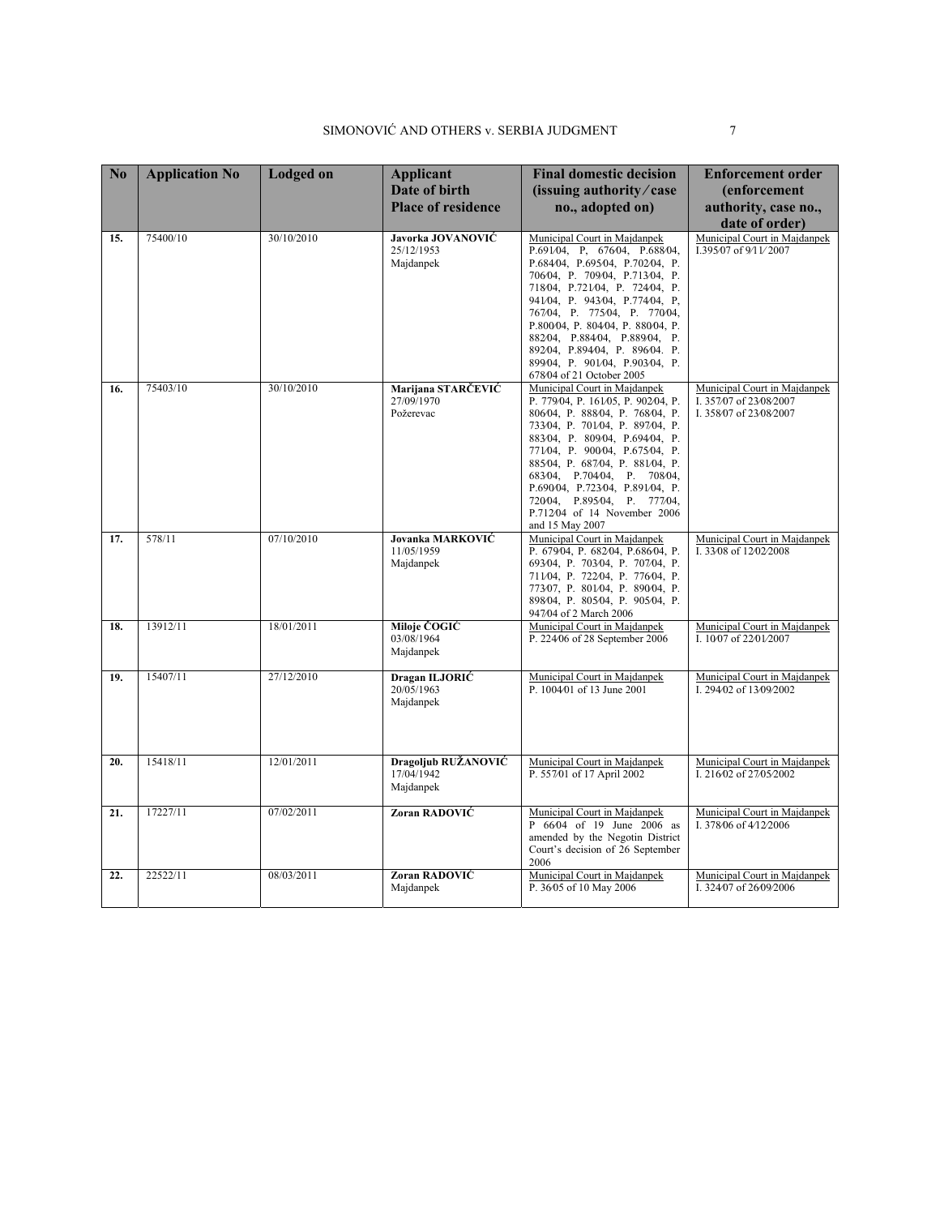| No | Application No | Lodged on | Applicant Date of birth Place of residence | Final domestic decision (issuing authority ⁄ case no., adopted on) | Enforcement order (enforcement authority, case no., date of order) |
|---|---|---|---|---|---|
| **15.** | 75400/10 | 30/10/2010 | **Javorka JOVANOVIĆ** 25/12/1953 Majdanpek | Municipal Court in Majdanpek P.691/04, P, 676/04, P.688/04, P.684/04, P.695/04, P.702/04, P. 706/04, P. 709/04, P.713/04, P. 718/04, P.721/04, P. 724/04, P. 941/04, P. 943/04, P.774/04, P, 767/04, P. 775/04, P. 770/04, P.800/04, P. 804/04, P. 880/04, P. 882/04, P.884/04, P.889/04, P. 892/04, P.894/04, P. 896/04. P. 899/04, P. 901/04, P.903/04, P. 678/04 of 21 October 2005 | Municipal Court in Majdanpek I.395/07 of 9/11/2007 |
| **16.** | 75403/10 | 30/10/2010 | **Marijana STARČEVIĆ** 27/09/1970 Požerevac | Municipal Court in Majdanpek P. 779/04, P. 161/05, P. 902/04, P. 806/04, P. 888/04, P. 768/04, P. 733/04, P. 701/04, P. 897/04, P. 883/04, P. 809/04, P.694/04, P. 771/04, P. 900/04, P.675/04, P. 885/04, P. 687/04, P. 881/04, P. 683/04, P.704/04, P. 708/04, P.690/04, P.723/04, P.891/04, P. 720/04, P.895/04, P. 777/04, P.712/04 of 14 November 2006 and 15 May 2007 | Municipal Court in Majdanpek I. 357/07 of 23/08/2007 I. 358/07 of 23/08/2007 |
| **17.** | 578/11 | 07/10/2010 | **Jovanka MARKOVIĆ** 11/05/1959 Majdanpek | Municipal Court in Majdanpek P. 679/04, P. 682/04, P.686/04, P. 693/04, P. 703/04, P. 707/04, P. 711/04, P. 722/04, P. 776/04, P. 773/07, P. 801/04, P. 890/04, P. 898/04, P. 805/04, P. 905/04, P. 947/04 of 2 March 2006 | Municipal Court in Majdanpek I. 33/08 of 12/02/2008 |
| **18.** | 13912/11 | 18/01/2011 | **Miloje ČOGIĆ** 03/08/1964 Majdanpek | Municipal Court in Majdanpek P. 224/06 of 28 September 2006 | Municipal Court in Majdanpek I. 10/07 of 22/01/2007 |
| **19.** | 15407/11 | 27/12/2010 | **Dragan ILJORIĆ** 20/05/1963 Majdanpek | Municipal Court in Majdanpek P. 1004/01 of 13 June 2001 | Municipal Court in Majdanpek I. 294/02 of 13/09/2002 |
| **20.** | 15418/11 | 12/01/2011 | **Dragoljub RUŽANOVIĆ** 17/04/1942 Majdanpek | Municipal Court in Majdanpek P. 557/01 of 17 April 2002 | Municipal Court in Majdanpek I. 216/02 of 27/05/2002 |
| **21.** | 17227/11 | 07/02/2011 | **Zoran RADOVIĆ** | Municipal Court in Majdanpek P 66/04 of 19 June 2006 as amended by the Negotin District Court's decision of 26 September 2006 | Municipal Court in Majdanpek I. 378/06 of 4/12/2006 |
| **22.** | 22522/11 | 08/03/2011 | **Zoran RADOVIĆ** Majdanpek | Municipal Court in Majdanpek P. 36/05 of 10 May 2006 | Municipal Court in Majdanpek I. 324/07 of 26/09/2006 |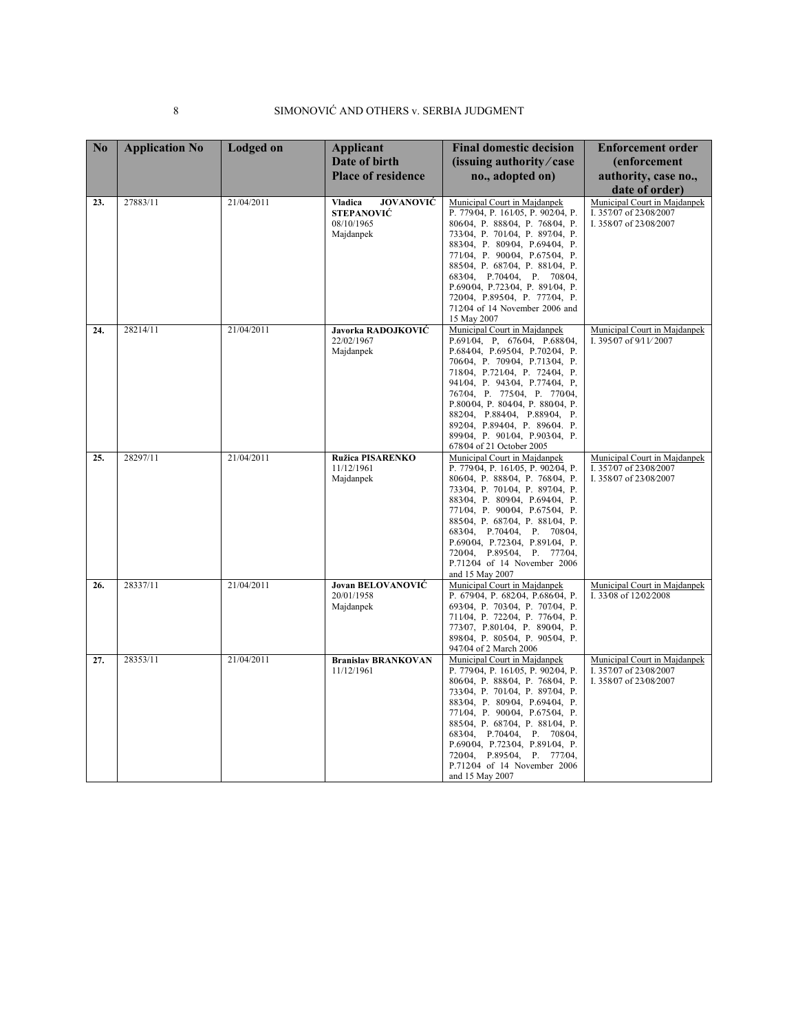| No | Application No | Lodged on | Applicant Date of birth Place of residence | Final domestic decision (issuing authority / case no., adopted on) | Enforcement order (enforcement authority, case no., date of order) |
|---|---|---|---|---|---|
| **23.** | 27883/11 | 21/04/2011 | **Vladica JOVANOVIĆ STEPANOVIĆ** 08/10/1965 Majdanpek | Municipal Court in Majdanpek P. 779/04, P. 161/05, P. 902/04, P. 806/04, P. 888/04, P. 768/04, P. 733/04, P. 701/04, P. 897/04, P. 883/04, P. 809/04, P.694/04, P. 771/04, P. 900/04, P.675/04, P. 885/04, P. 687/04, P. 881/04, P. 683/04, P.704/04, P. 708/04, P.690/04, P.723/04, P. 891/04, P. 720/04, P.895/04, P. 777/04, P. 712/04 of 14 November 2006 and 15 May 2007 | Municipal Court in Majdanpek I. 357/07 of 23/08/2007 I. 358/07 of 23/08/2007 |
| **24.** | 28214/11 | 21/04/2011 | **Javorka RADOJKOVIĆ** 22/02/1967 Majdanpek | Municipal Court in Majdanpek P.691/04, P, 676/04, P.688/04, P.684/04, P.695/04, P.702/04, P. 706/04, P. 709/04, P.713/04, P. 718/04, P.721/04, P. 724/04, P. 941/04, P. 943/04, P.774/04, P, 767/04, P. 775/04, P. 770/04, P.800/04, P. 804/04, P. 880/04, P. 882/04, P.884/04, P.889/04, P. 892/04, P.894/04, P. 896/04. P. 899/04, P. 901/04, P.903/04, P. 678/04 of 21 October 2005 | Municipal Court in Majdanpek I. 395/07 of 9/11/ 2007 |
| **25.** | 28297/11 | 21/04/2011 | **Ružica PISARENKO** 11/12/1961 Majdanpek | Municipal Court in Majdanpek P. 779/04, P. 161/05, P. 902/04, P. 806/04, P. 888/04, P. 768/04, P. 733/04, P. 701/04, P. 897/04, P. 883/04, P. 809/04, P.694/04, P. 771/04, P. 900/04, P.675/04, P. 885/04, P. 687/04, P. 881/04, P. 683/04, P.704/04, P. 708/04, P.690/04, P.723/04, P.891/04, P. 720/04, P.895/04, P. 777/04, P.712/04 of 14 November 2006 and 15 May 2007 | Municipal Court in Majdanpek I. 357/07 of 23/08/2007 I. 358/07 of 23/08/2007 |
| **26.** | 28337/11 | 21/04/2011 | **Jovan BELOVANOVIĆ** 20/01/1958 Majdanpek | Municipal Court in Majdanpek P. 679/04, P. 682/04, P.686/04, P. 693/04, P. 703/04, P. 707/04, P. 711/04, P. 722/04, P. 776/04, P. 773/07, P.801/04, P. 890/04, P. 898/04, P. 805/04, P. 905/04, P. 947/04 of 2 March 2006 | Municipal Court in Majdanpek I. 33/08 of 12/02/2008 |
| **27.** | 28353/11 | 21/04/2011 | **Branislav BRANKOVAN** 11/12/1961 | Municipal Court in Majdanpek P. 779/04, P. 161/05, P. 902/04, P. 806/04, P. 888/04, P. 768/04, P. 733/04, P. 701/04, P. 897/04, P. 883/04, P. 809/04, P.694/04, P. 771/04, P. 900/04, P.675/04, P. 885/04, P. 687/04, P. 881/04, P. 683/04, P.704/04, P. 708/04, P.690/04, P.723/04, P.891/04, P. 720/04, P.895/04, P. 777/04, P.712/04 of 14 November 2006 and 15 May 2007 | Municipal Court in Majdanpek I. 357/07 of 23/08/2007 I. 358/07 of 23/08/2007 |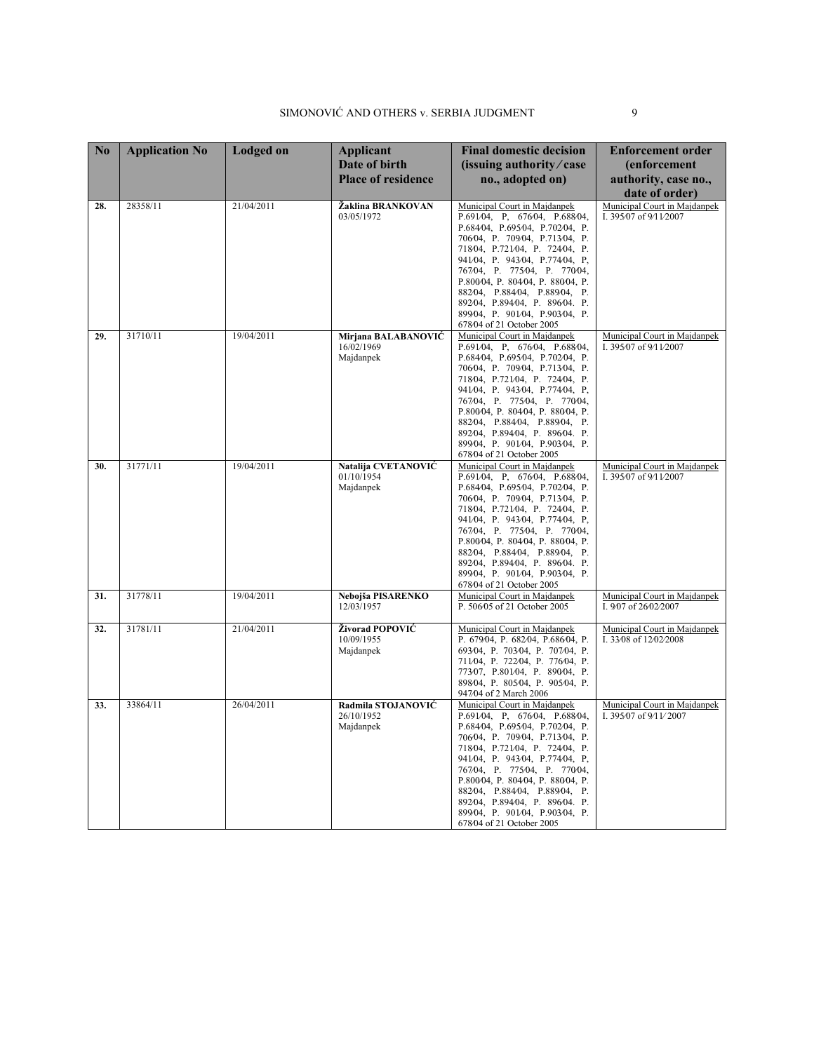| No | Application No | Lodged on | Applicant Date of birth Place of residence | Final domestic decision (issuing authority / case no., adopted on) | Enforcement order (enforcement authority, case no., date of order) |
|---|---|---|---|---|---|
| 28. | 28358/11 | 21/04/2011 | **Žaklina BRANKOVAN** 03/05/1972 | Municipal Court in Majdanpek P.691/04, P, 676/04, P.688/04, P.684/04, P.695/04, P.702/04, P. 706/04, P. 709/04, P.713/04, P. 718/04, P.721/04, P. 724/04, P. 941/04, P. 943/04, P.774/04, P, 767/04, P. 775/04, P. 770/04, P.800/04, P. 804/04, P. 880/04, P. 882/04, P.884/04, P.889/04, P. 892/04, P.894/04, P. 896/04. P. 899/04, P. 901/04, P.903/04, P. 678/04 of 21 October 2005 | Municipal Court in Majdanpek I. 395/07 of 9/11/2007 |
| 29. | 31710/11 | 19/04/2011 | **Mirjana BALABANOVIĆ** 16/02/1969 Majdanpek | Municipal Court in Majdanpek P.691/04, P, 676/04, P.688/04, P.684/04, P.695/04, P.702/04, P. 706/04, P. 709/04, P.713/04, P. 718/04, P.721/04, P. 724/04, P. 941/04, P. 943/04, P.774/04, P, 767/04, P. 775/04, P. 770/04, P.800/04, P. 804/04, P. 880/04, P. 882/04, P.884/04, P.889/04, P. 892/04, P.894/04, P. 896/04. P. 899/04, P. 901/04, P.903/04, P. 678/04 of 21 October 2005 | Municipal Court in Majdanpek I. 395/07 of 9/11/2007 |
| 30. | 31771/11 | 19/04/2011 | **Natalija CVETANOVIĆ** 01/10/1954 Majdanpek | Municipal Court in Majdanpek P.691/04, P, 676/04, P.688/04, P.684/04, P.695/04, P.702/04, P. 706/04, P. 709/04, P.713/04, P. 718/04, P.721/04, P. 724/04, P. 941/04, P. 943/04, P.774/04, P, 767/04, P. 775/04, P. 770/04, P.800/04, P. 804/04, P. 880/04, P. 882/04, P.884/04, P.889/04, P. 892/04, P.894/04, P. 896/04. P. 899/04, P. 901/04, P.903/04, P. 678/04 of 21 October 2005 | Municipal Court in Majdanpek I. 395/07 of 9/11/2007 |
| 31. | 31778/11 | 19/04/2011 | **Nebojša PISARENKO** 12/03/1957 | Municipal Court in Majdanpek P. 506/05 of 21 October 2005 | Municipal Court in Majdanpek I. 9/07 of 26/02/2007 |
| 32. | 31781/11 | 21/04/2011 | **Živorad POPOVIĆ** 10/09/1955 Majdanpek | Municipal Court in Majdanpek P. 679/04, P. 682/04, P.686/04, P. 693/04, P. 703/04, P. 707/04, P. 711/04, P. 722/04, P. 776/04, P. 773/07, P.801/04, P. 890/04, P. 898/04, P. 805/04, P. 905/04, P. 947/04 of 2 March 2006 | Municipal Court in Majdanpek I. 33/08 of 12/02/2008 |
| 33. | 33864/11 | 26/04/2011 | **Radmila STOJANOVIĆ** 26/10/1952 Majdanpek | Municipal Court in Majdanpek P.691/04, P, 676/04, P.688/04, P.684/04, P.695/04, P.702/04, P. 706/04, P. 709/04, P.713/04, P. 718/04, P.721/04, P. 724/04, P. 941/04, P. 943/04, P.774/04, P, 767/04, P. 775/04, P. 770/04, P.800/04, P. 804/04, P. 880/04, P. 882/04, P.884/04, P.889/04, P. 892/04, P.894/04, P. 896/04. P. 899/04, P. 901/04, P.903/04, P. 678/04 of 21 October 2005 | Municipal Court in Majdanpek I. 395/07 of 9/11/ 2007 |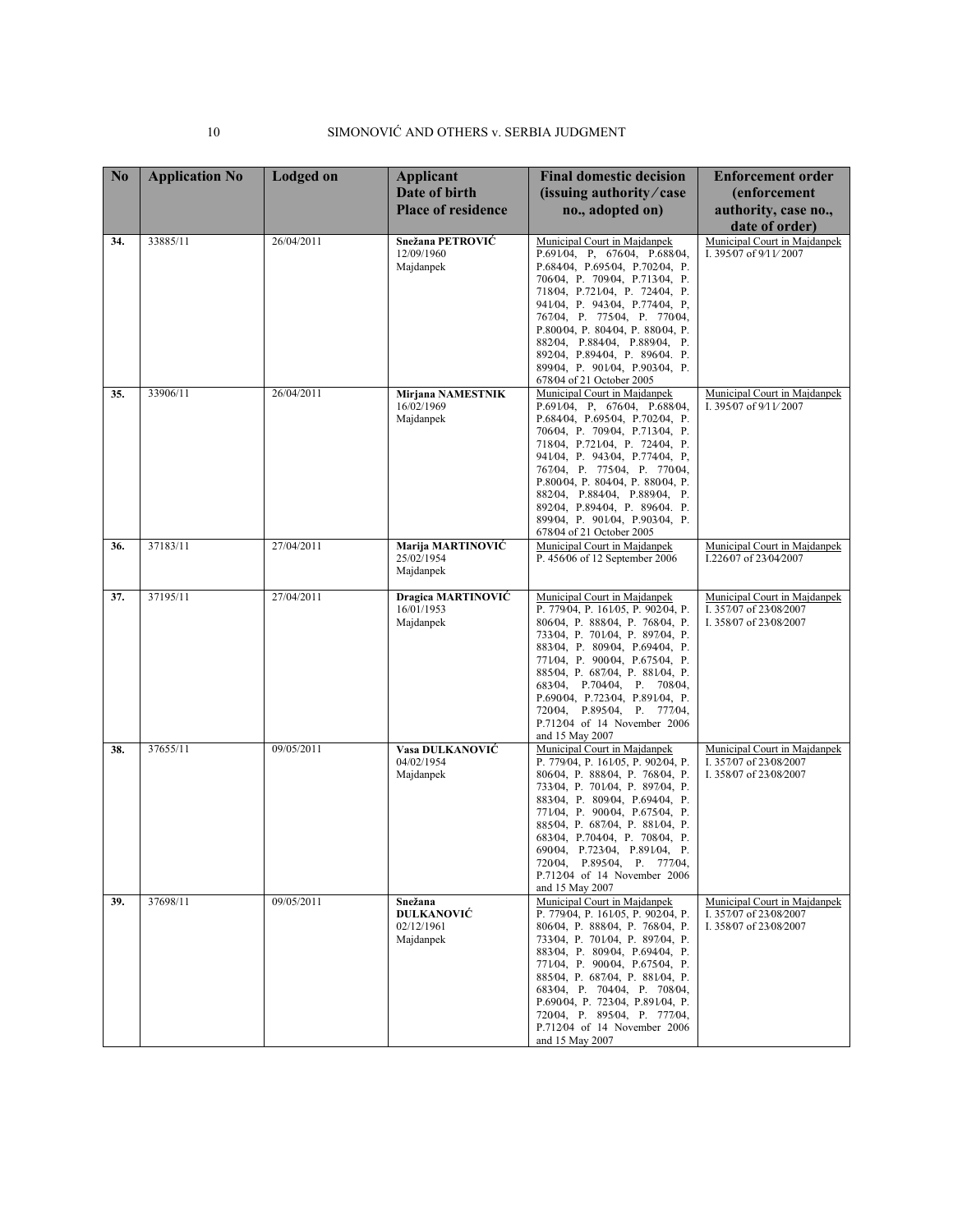| No | Application No | Lodged on | Applicant Date of birth Place of residence | Final domestic decision (issuing authority / case no., adopted on) | Enforcement order (enforcement authority, case no., date of order) |
|---|---|---|---|---|---|
| **34.** | 33885/11 | 26/04/2011 | **Snežana PETROVIĆ** 12/09/1960 Majdanpek | Municipal Court in Majdanpek P.691/04, P, 676/04, P.688/04, P.684/04, P.695/04, P.702/04, P. 706/04, P. 709/04, P.713/04, P. 718/04, P.721/04, P. 724/04, P. 941/04, P. 943/04, P.774/04, P, 767/04, P. 775/04, P. 770/04, P.800/04, P. 804/04, P. 880/04, P. 882/04, P.884/04, P.889/04, P. 892/04, P.894/04, P. 896/04. P. 899/04, P. 901/04, P.903/04, P. 678/04 of 21 October 2005 | Municipal Court in Majdanpek I. 395/07 of 9/11/ 2007 |
| **35.** | 33906/11 | 26/04/2011 | **Mirjana NAMESTNIK** 16/02/1969 Majdanpek | Municipal Court in Majdanpek P.691/04, P, 676/04, P.688/04, P.684/04, P.695/04, P.702/04, P. 706/04, P. 709/04, P.713/04, P. 718/04, P.721/04, P. 724/04, P. 941/04, P. 943/04, P.774/04, P, 767/04, P. 775/04, P. 770/04, P.800/04, P. 804/04, P. 880/04, P. 882/04, P.884/04, P.889/04, P. 892/04, P.894/04, P. 896/04. P. 899/04, P. 901/04, P.903/04, P. 678/04 of 21 October 2005 | Municipal Court in Majdanpek I. 395/07 of 9/11/ 2007 |
| **36.** | 37183/11 | 27/04/2011 | **Marija MARTINOVIĆ** 25/02/1954 Majdanpek | Municipal Court in Majdanpek P. 456/06 of 12 September 2006 | Municipal Court in Majdanpek I.226/07 of 23/04/2007 |
| **37.** | 37195/11 | 27/04/2011 | **Dragica MARTINOVIĆ** 16/01/1953 Majdanpek | Municipal Court in Majdanpek P. 779/04, P. 161/05, P. 902/04, P. 806/04, P. 888/04, P. 768/04, P. 733/04, P. 701/04, P. 897/04, P. 883/04, P. 809/04, P.694/04, P. 771/04, P. 900/04, P.675/04, P. 885/04, P. 687/04, P. 881/04, P. 683/04, P.704/04, P. 708/04, P.690/04, P.723/04, P.891/04, P. 720/04, P.895/04, P. 777/04, P.712/04 of 14 November 2006 and 15 May 2007 | Municipal Court in Majdanpek I. 357/07 of 23/08/2007 I. 358/07 of 23/08/2007 |
| **38.** | 37655/11 | 09/05/2011 | **Vasa DULKANOVIĆ** 04/02/1954 Majdanpek | Municipal Court in Majdanpek P. 779/04, P. 161/05, P. 902/04, P. 806/04, P. 888/04, P. 768/04, P. 733/04, P. 701/04, P. 897/04, P. 883/04, P. 809/04, P.694/04, P. 771/04, P. 900/04, P.675/04, P. 885/04, P. 687/04, P. 881/04, P. 683/04, P.704/04, P. 708/04, P. 690/04, P.723/04, P.891/04, P. 720/04, P.895/04, P. 777/04, P.712/04 of 14 November 2006 and 15 May 2007 | Municipal Court in Majdanpek I. 357/07 of 23/08/2007 I. 358/07 of 23/08/2007 |
| **39.** | 37698/11 | 09/05/2011 | **Snežana DULKANOVIĆ** 02/12/1961 Majdanpek | Municipal Court in Majdanpek P. 779/04, P. 161/05, P. 902/04, P. 806/04, P. 888/04, P. 768/04, P. 733/04, P. 701/04, P. 897/04, P. 883/04, P. 809/04, P.694/04, P. 771/04, P. 900/04, P.675/04, P. 885/04, P. 687/04, P. 881/04, P. 683/04, P. 704/04, P. 708/04, P.690/04, P. 723/04, P.891/04, P. 720/04, P. 895/04, P. 777/04, P.712/04 of 14 November 2006 and 15 May 2007 | Municipal Court in Majdanpek I. 357/07 of 23/08/2007 I. 358/07 of 23/08/2007 |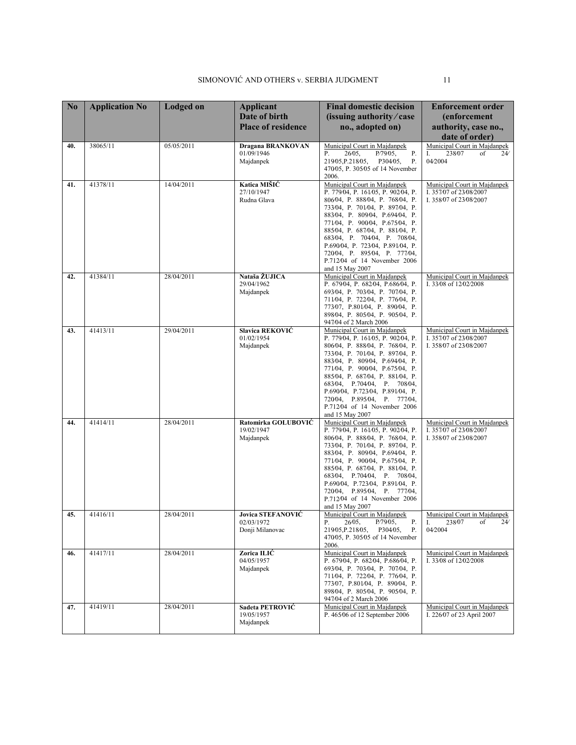| No | Application No | Lodged on | Applicant Date of birth Place of residence | Final domestic decision (issuing authority / case no., adopted on) | Enforcement order (enforcement authority, case no., date of order) |
|---|---|---|---|---|---|
| 40. | 38065/11 | 05/05/2011 | **Dragana BRANKOVAN** 01/09/1946 Majdanpek | Municipal Court in Majdanpek P. 26/05, P/79/05, P. 219/05,P.218/05, P304/05, P. 470/05, P. 305/05 of 14 November 2006. | Municipal Court in Majdanpek I. 238/07 of 24/ 04/2004 |
| 41. | 41378/11 | 14/04/2011 | **Katica MIŠIĆ** 27/10/1947 Rudna Glava | Municipal Court in Majdanpek P. 779/04, P. 161/05, P. 902/04, P. 806/04, P. 888/04, P. 768/04, P. 733/04, P. 701/04, P. 897/04, P. 883/04, P. 809/04, P.694/04, P. 771/04, P. 900/04, P.675/04, P. 885/04, P. 687/04, P. 881/04, P. 683/04, P. 704/04, P. 708/04, P.690/04, P. 723/04, P.891/04, P. 720/04, P. 895/04, P. 777/04, P.712/04 of 14 November 2006 and 15 May 2007 | Municipal Court in Majdanpek I. 357/07 of 23/08/2007 I. 358/07 of 23/08/2007 |
| 42. | 41384/11 | 28/04/2011 | **Nataša ŽUJICA** 29/04/1962 Majdanpek | Municipal Court in Majdanpek P. 679/04, P. 682/04, P.686/04, P. 693/04, P. 703/04, P. 707/04, P. 711/04, P. 722/04, P. 776/04, P. 773/07, P.801/04, P. 890/04, P. 898/04, P. 805/04, P. 905/04, P. 947/04 of 2 March 2006 | Municipal Court in Majdanpek I. 33/08 of 12/02/2008 |
| 43. | 41413/11 | 29/04/2011 | **Slavica REKOVIĆ** 01/02/1954 Majdanpek | Municipal Court in Majdanpek P. 779/04, P. 161/05, P. 902/04, P. 806/04, P. 888/04, P. 768/04, P. 733/04, P. 701/04, P. 897/04, P. 883/04, P. 809/04, P.694/04, P. 771/04, P. 900/04, P.675/04, P. 885/04, P. 687/04, P. 881/04, P. 683/04, P.704/04, P. 708/04, P.690/04, P.723/04, P.891/04, P. 720/04, P.895/04, P. 777/04, P.712/04 of 14 November 2006 and 15 May 2007 | Municipal Court in Majdanpek I. 357/07 of 23/08/2007 I. 358/07 of 23/08/2007 |
| 44. | 41414/11 | 28/04/2011 | **Ratomirka GOLUBOVIĆ** 19/02/1947 Majdanpek | Municipal Court in Majdanpek P. 779/04, P. 161/05, P. 902/04, P. 806/04, P. 888/04, P. 768/04, P. 733/04, P. 701/04, P. 897/04, P. 883/04, P. 809/04, P.694/04, P. 771/04, P. 900/04, P.675/04, P. 885/04, P. 687/04, P. 881/04, P. 683/04, P.704/04, P. 708/04, P.690/04, P.723/04, P.891/04, P. 720/04, P.895/04, P. 777/04, P.712/04 of 14 November 2006 and 15 May 2007 | Municipal Court in Majdanpek I. 357/07 of 23/08/2007 I. 358/07 of 23/08/2007 |
| 45. | 41416/11 | 28/04/2011 | **Jovica STEFANOVIĆ** 02/03/1972 Donji Milanovac | Municipal Court in Majdanpek P. 26/05, P/79/05, P. 219/05,P.218/05, P304/05, P. 470/05, P. 305/05 of 14 November 2006. | Municipal Court in Majdanpek I. 238/07 of 24/ 04/2004 |
| 46. | 41417/11 | 28/04/2011 | **Zorica ILIĆ** 04/05/1957 Majdanpek | Municipal Court in Majdanpek P. 679/04, P. 682/04, P.686/04, P. 693/04, P. 703/04, P. 707/04, P. 711/04, P. 722/04, P. 776/04, P. 773/07, P.801/04, P. 890/04, P. 898/04, P. 805/04, P. 905/04, P. 947/04 of 2 March 2006 | Municipal Court in Majdanpek I. 33/08 of 12/02/2008 |
| 47. | 41419/11 | 28/04/2011 | **Sadeta PETROVIĆ** 19/05/1957 Majdanpek | Municipal Court in Majdanpek P. 465/06 of 12 September 2006 | Municipal Court in Majdanpek I. 226/07 of 23 April 2007 |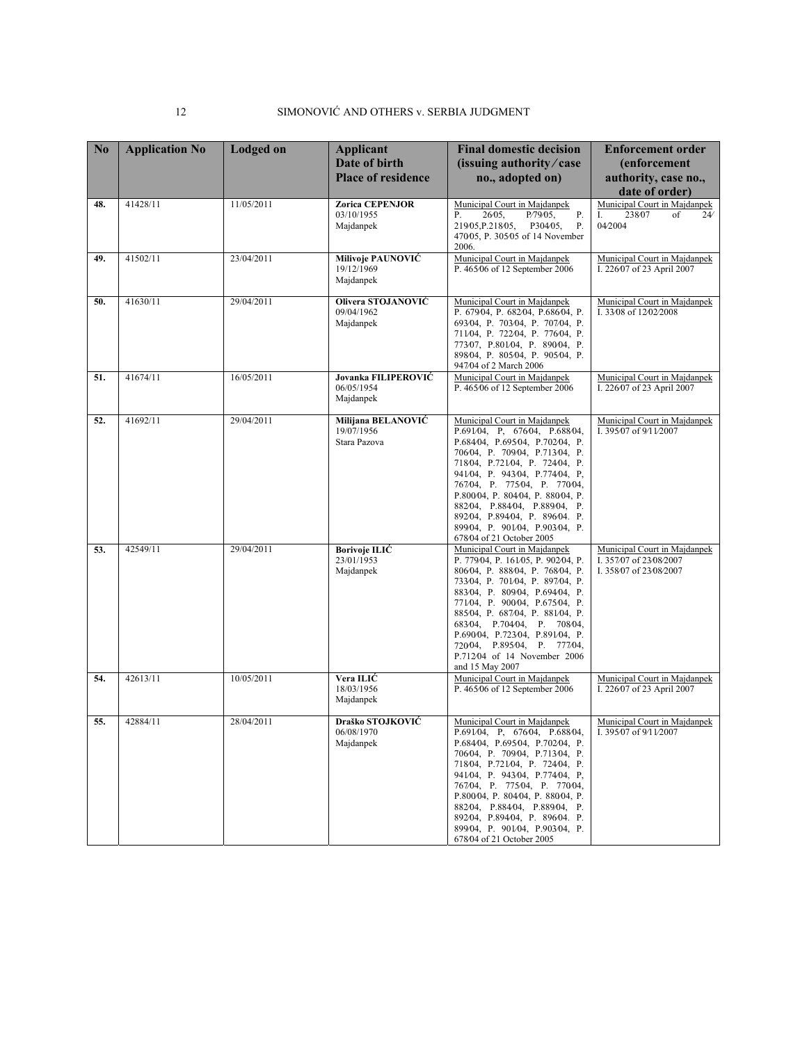| No | Application No | Lodged on | Applicant Date of birth Place of residence | Final domestic decision (issuing authority / case no., adopted on) | Enforcement order (enforcement authority, case no., date of order) |
|---|---|---|---|---|---|
| 48. | 41428/11 | 11/05/2011 | **Zorica CEPENJOR** 03/10/1955 Majdanpek | Municipal Court in Majdanpek P. 26/05, P/79/05, P. 219/05,P.218/05, P304/05, P. 470/05, P. 305/05 of 14 November 2006. | Municipal Court in Majdanpek I. 238/07 of 24/04/2004 |
| 49. | 41502/11 | 23/04/2011 | **Milivoje PAUNOVIĆ** 19/12/1969 Majdanpek | Municipal Court in Majdanpek P. 465/06 of 12 September 2006 | Municipal Court in Majdanpek I. 226/07 of 23 April 2007 |
| 50. | 41630/11 | 29/04/2011 | **Olivera STOJANOVIĆ** 09/04/1962 Majdanpek | Municipal Court in Majdanpek P. 679/04, P. 682/04, P.686/04, P. 693/04, P. 703/04, P. 707/04, P. 711/04, P. 722/04, P. 776/04, P. 773/07, P.801/04, P. 890/04, P. 898/04, P. 805/04, P. 905/04, P. 947/04 of 2 March 2006 | Municipal Court in Majdanpek I. 33/08 of 12/02/2008 |
| 51. | 41674/11 | 16/05/2011 | **Jovanka FILIPEROVIĆ** 06/05/1954 Majdanpek | Municipal Court in Majdanpek P. 465/06 of 12 September 2006 | Municipal Court in Majdanpek I. 226/07 of 23 April 2007 |
| 52. | 41692/11 | 29/04/2011 | **Milijana BELANOVIĆ** 19/07/1956 Stara Pazova | Municipal Court in Majdanpek P.691/04, P, 676/04, P.688/04, P.684/04, P.695/04, P.702/04, P. 706/04, P. 709/04, P.713/04, P. 718/04, P.721/04, P. 724/04, P. 941/04, P. 943/04, P.774/04, P, 767/04, P. 775/04, P. 770/04, P.800/04, P. 804/04, P. 880/04, P. 882/04, P.884/04, P.889/04, P. 892/04, P.894/04, P. 896/04. P. 899/04, P. 901/04, P.903/04, P. 678/04 of 21 October 2005 | Municipal Court in Majdanpek I. 395/07 of 9/11/2007 |
| 53. | 42549/11 | 29/04/2011 | **Borivoje ILIĆ** 23/01/1953 Majdanpek | Municipal Court in Majdanpek P. 779/04, P. 161/05, P. 902/04, P. 806/04, P. 888/04, P. 768/04, P. 733/04, P. 701/04, P. 897/04, P. 883/04, P. 809/04, P.694/04, P. 771/04, P. 900/04, P.675/04, P. 885/04, P. 687/04, P. 881/04, P. 683/04, P.704/04, P. 708/04, P.690/04, P.723/04, P.891/04, P. 720/04, P.895/04, P. 777/04, P.712/04 of 14 November 2006 and 15 May 2007 | Municipal Court in Majdanpek I. 357/07 of 23/08/2007 I. 358/07 of 23/08/2007 |
| 54. | 42613/11 | 10/05/2011 | **Vera ILIĆ** 18/03/1956 Majdanpek | Municipal Court in Majdanpek P. 465/06 of 12 September 2006 | Municipal Court in Majdanpek I. 226/07 of 23 April 2007 |
| 55. | 42884/11 | 28/04/2011 | **Draško STOJKOVIĆ** 06/08/1970 Majdanpek | Municipal Court in Majdanpek P.691/04, P, 676/04, P.688/04, P.684/04, P.695/04, P.702/04, P. 706/04, P. 709/04, P.713/04, P. 718/04, P.721/04, P. 724/04, P. 941/04, P. 943/04, P.774/04, P, 767/04, P. 775/04, P. 770/04, P.800/04, P. 804/04, P. 880/04, P. 882/04, P.884/04, P.889/04, P. 892/04, P.894/04, P. 896/04. P. 899/04, P. 901/04, P.903/04, P. 678/04 of 21 October 2005 | Municipal Court in Majdanpek I. 395/07 of 9/11/2007 |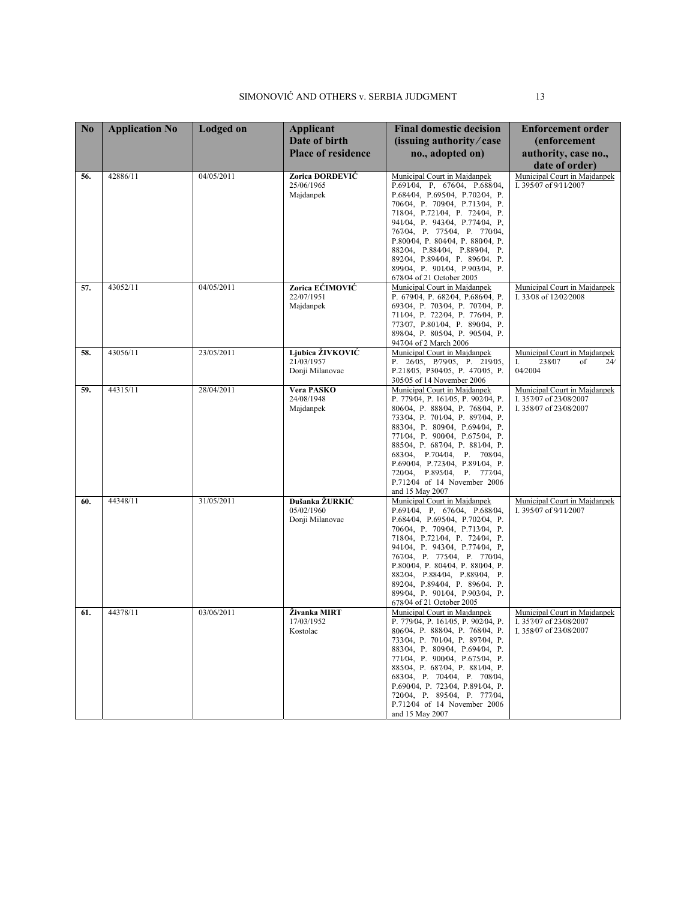| No | Application No | Lodged on | Applicant Date of birth Place of residence | Final domestic decision (issuing authority ⁄ case no., adopted on) | Enforcement order (enforcement authority, case no., date of order) |
|---|---|---|---|---|---|
| 56. | 42886/11 | 04/05/2011 | **Zorica ĐORĐEVIĆ** 25/06/1965 Majdanpek | Municipal Court in Majdanpek P.691⁄04, P, 676⁄04, P.688⁄04, P.684⁄04, P.695⁄04, P.702⁄04, P. 706⁄04, P. 709⁄04, P.713⁄04, P. 718⁄04, P.721⁄04, P. 724⁄04, P. 941⁄04, P. 943⁄04, P.774⁄04, P, 767⁄04, P. 775⁄04, P. 770⁄04, P.800⁄04, P. 804⁄04, P. 880⁄04, P. 882⁄04, P.884⁄04, P.889⁄04, P. 892⁄04, P.894⁄04, P. 896⁄04. P. 899⁄04, P. 901⁄04, P.903⁄04, P. 678⁄04 of 21 October 2005 | Municipal Court in Majdanpek I. 395⁄07 of 9⁄11⁄2007 |
| 57. | 43052/11 | 04/05/2011 | **Zorica EĆIMOVIĆ** 22/07/1951 Majdanpek | Municipal Court in Majdanpek P. 679⁄04, P. 682⁄04, P.686⁄04, P. 693⁄04, P. 703⁄04, P. 707⁄04, P. 711⁄04, P. 722⁄04, P. 776⁄04, P. 773⁄07, P.801⁄04, P. 890⁄04, P. 898⁄04, P. 805⁄04, P. 905⁄04, P. 947⁄04 of 2 March 2006 | Municipal Court in Majdanpek I. 33⁄08 of 12⁄02⁄2008 |
| 58. | 43056/11 | 23/05/2011 | **Ljubica ŽIVKOVIĆ** 21/03/1957 Donji Milanovac | Municipal Court in Majdanpek P. 26⁄05, P⁄79⁄05, P. 219⁄05, P.218⁄05, P304⁄05, P. 470⁄05, P. 305⁄05 of 14 November 2006 | Municipal Court in Majdanpek I. 238⁄07 of 24⁄04⁄2004 |
| 59. | 44315/11 | 28/04/2011 | **Vera PASKO** 24/08/1948 Majdanpek | Municipal Court in Majdanpek P. 779⁄04, P. 161⁄05, P. 902⁄04, P. 806⁄04, P. 888⁄04, P. 768⁄04, P. 733⁄04, P. 701⁄04, P. 897⁄04, P. 883⁄04, P. 809⁄04, P.694⁄04, P. 771⁄04, P. 900⁄04, P.675⁄04, P. 885⁄04, P. 687⁄04, P. 881⁄04, P. 683⁄04, P.704⁄04, P. 708⁄04, P.690⁄04, P.723⁄04, P.891⁄04, P. 720⁄04, P.895⁄04, P. 777⁄04, P.712⁄04 of 14 November 2006 and 15 May 2007 | Municipal Court in Majdanpek I. 357⁄07 of 23⁄08⁄2007 I. 358⁄07 of 23⁄08⁄2007 |
| 60. | 44348/11 | 31/05/2011 | **Dušanka ŽURKIĆ** 05/02/1960 Donji Milanovac | Municipal Court in Majdanpek P.691⁄04, P, 676⁄04, P.688⁄04, P.684⁄04, P.695⁄04, P.702⁄04, P. 706⁄04, P. 709⁄04, P.713⁄04, P. 718⁄04, P.721⁄04, P. 724⁄04, P. 941⁄04, P. 943⁄04, P.774⁄04, P, 767⁄04, P. 775⁄04, P. 770⁄04, P.800⁄04, P. 804⁄04, P. 880⁄04, P. 882⁄04, P.884⁄04, P.889⁄04, P. 892⁄04, P.894⁄04, P. 896⁄04. P. 899⁄04, P. 901⁄04, P.903⁄04, P. 678⁄04 of 21 October 2005 | Municipal Court in Majdanpek I. 395⁄07 of 9⁄11⁄2007 |
| 61. | 44378/11 | 03/06/2011 | **Živanka MIRT** 17/03/1952 Kostolac | Municipal Court in Majdanpek P. 779⁄04, P. 161⁄05, P. 902⁄04, P. 806⁄04, P. 888⁄04, P. 768⁄04, P. 733⁄04, P. 701⁄04, P. 897⁄04, P. 883⁄04, P. 809⁄04, P.694⁄04, P. 771⁄04, P. 900⁄04, P.675⁄04, P. 885⁄04, P. 687⁄04, P. 881⁄04, P. 683⁄04, P. 704⁄04, P. 708⁄04, P.690⁄04, P. 723⁄04, P.891⁄04, P. 720⁄04, P. 895⁄04, P. 777⁄04, P.712⁄04 of 14 November 2006 and 15 May 2007 | Municipal Court in Majdanpek I. 357⁄07 of 23⁄08⁄2007 I. 358⁄07 of 23⁄08⁄2007 |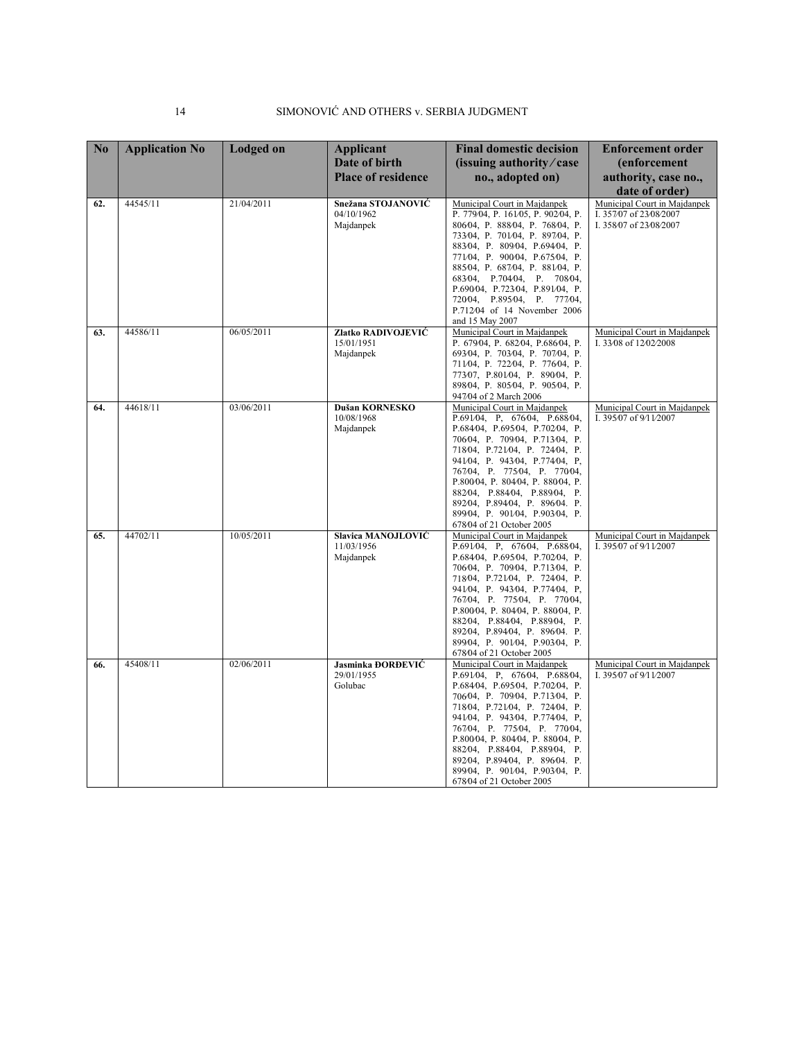| No | Application No | Lodged on | Applicant Date of birth Place of residence | Final domestic decision (issuing authority / case no., adopted on) | Enforcement order (enforcement authority, case no., date of order) |
|---|---|---|---|---|---|
| 62. | 44545/11 | 21/04/2011 | **Snežana STOJANOVIĆ** 04/10/1962 Majdanpek | Municipal Court in Majdanpek P. 779/04, P. 161/05, P. 902/04, P. 806/04, P. 888/04, P. 768/04, P. 733/04, P. 701/04, P. 897/04, P. 883/04, P. 809/04, P.694/04, P. 771/04, P. 900/04, P.675/04, P. 885/04, P. 687/04, P. 881/04, P. 683/04, P.704/04, P. 708/04, P.690/04, P.723/04, P.891/04, P. 720/04, P.895/04, P. 777/04, P.712/04 of 14 November 2006 and 15 May 2007 | Municipal Court in Majdanpek I. 357/07 of 23/08/2007 I. 358/07 of 23/08/2007 |
| 63. | 44586/11 | 06/05/2011 | **Zlatko RADIVOJEVIĆ** 15/01/1951 Majdanpek | Municipal Court in Majdanpek P. 679/04, P. 682/04, P.686/04, P. 693/04, P. 703/04, P. 707/04, P. 711/04, P. 722/04, P. 776/04, P. 773/07, P.801/04, P. 890/04, P. 898/04, P. 805/04, P. 905/04, P. 947/04 of 2 March 2006 | Municipal Court in Majdanpek I. 33/08 of 12/02/2008 |
| 64. | 44618/11 | 03/06/2011 | **Dušan KORNESKO** 10/08/1968 Majdanpek | Municipal Court in Majdanpek P.691/04, P, 676/04, P.688/04, P.684/04, P.695/04, P.702/04, P. 706/04, P. 709/04, P.713/04, P. 718/04, P.721/04, P. 724/04, P. 941/04, P. 943/04, P.774/04, P, 767/04, P. 775/04, P. 770/04, P.800/04, P. 804/04, P. 880/04, P. 882/04, P.884/04, P.889/04, P. 892/04, P.894/04, P. 896/04. P. 899/04, P. 901/04, P.903/04, P. 678/04 of 21 October 2005 | Municipal Court in Majdanpek I. 395/07 of 9/11/2007 |
| 65. | 44702/11 | 10/05/2011 | **Slavica MANOJLOVIĆ** 11/03/1956 Majdanpek | Municipal Court in Majdanpek P.691/04, P, 676/04, P.688/04, P.684/04, P.695/04, P.702/04, P. 706/04, P. 709/04, P.713/04, P. 718/04, P.721/04, P. 724/04, P. 941/04, P. 943/04, P.774/04, P, 767/04, P. 775/04, P. 770/04, P.800/04, P. 804/04, P. 880/04, P. 882/04, P.884/04, P.889/04, P. 892/04, P.894/04, P. 896/04. P. 899/04, P. 901/04, P.903/04, P. 678/04 of 21 October 2005 | Municipal Court in Majdanpek I. 395/07 of 9/11/2007 |
| 66. | 45408/11 | 02/06/2011 | **Jasminka ĐORĐEVIĆ** 29/01/1955 Golubac | Municipal Court in Majdanpek P.691/04, P, 676/04, P.688/04, P.684/04, P.695/04, P.702/04, P. 706/04, P. 709/04, P.713/04, P. 718/04, P.721/04, P. 724/04, P. 941/04, P. 943/04, P.774/04, P, 767/04, P. 775/04, P. 770/04, P.800/04, P. 804/04, P. 880/04, P. 882/04, P.884/04, P.889/04, P. 892/04, P.894/04, P. 896/04. P. 899/04, P. 901/04, P.903/04, P. 678/04 of 21 October 2005 | Municipal Court in Majdanpek I. 395/07 of 9/11/2007 |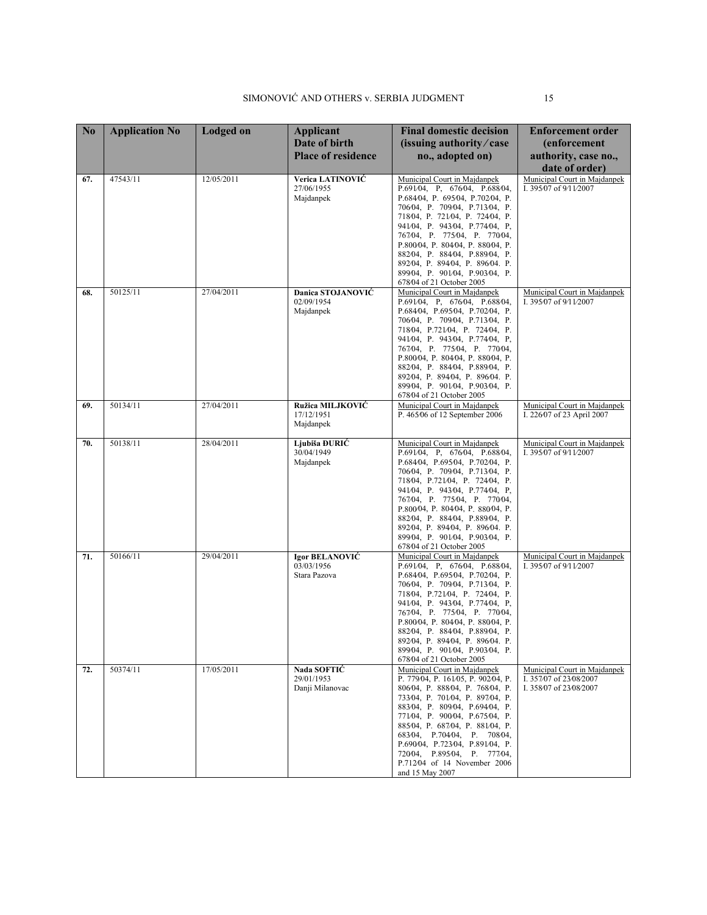| No | Application No | Lodged on | Applicant<br>Date of birth<br>Place of residence | Final domestic decision<br>(issuing authority / case no., adopted on) | Enforcement order<br>(enforcement authority, case no., date of order) |
|---|---|---|---|---|---|
| 67. | 47543/11 | 12/05/2011 | **Verica LATINOVIĆ**<br>27/06/1955<br>Majdanpek | Municipal Court in Majdanpek<br>P.691/04, P, 676/04, P.688/04, P.684/04, P. 695/04, P.702/04, P. 706/04, P. 709/04, P.713/04, P. 718/04, P. 721/04, P. 724/04, P. 941/04, P. 943/04, P.774/04, P, 767/04, P. 775/04, P. 770/04, P.800/04, P. 804/04, P. 880/04, P. 882/04, P. 884/04, P.889/04, P. 892/04, P. 894/04, P. 896/04. P. 899/04, P. 901/04, P.903/04, P. 678/04 of 21 October 2005 | Municipal Court in Majdanpek<br>I. 395/07 of 9/11/2007 |
| 68. | 50125/11 | 27/04/2011 | **Danica STOJANOVIĆ**<br>02/09/1954<br>Majdanpek | Municipal Court in Majdanpek<br>P.691/04, P, 676/04, P.688/04, P.684/04, P.695/04, P.702/04, P. 706/04, P. 709/04, P.713/04, P. 718/04, P.721/04, P. 724/04, P. 941/04, P. 943/04, P.774/04, P, 767/04, P. 775/04, P. 770/04, P.800/04, P. 804/04, P. 880/04, P. 882/04, P. 884/04, P.889/04, P. 892/04, P. 894/04, P. 896/04. P. 899/04, P. 901/04, P.903/04, P. 678/04 of 21 October 2005 | Municipal Court in Majdanpek<br>I. 395/07 of 9/11/2007 |
| 69. | 50134/11 | 27/04/2011 | **Ružica MILJKOVIĆ**<br>17/12/1951<br>Majdanpek | Municipal Court in Majdanpek<br>P. 465/06 of 12 September 2006 | Municipal Court in Majdanpek<br>I. 226/07 of 23 April 2007 |
| 70. | 50138/11 | 28/04/2011 | **Ljubiša ĐURIĆ**<br>30/04/1949<br>Majdanpek | Municipal Court in Majdanpek<br>P.691/04, P, 676/04, P.688/04, P.684/04, P.695/04, P.702/04, P. 706/04, P. 709/04, P.713/04, P. 718/04, P.721/04, P. 724/04, P. 941/04, P. 943/04, P.774/04, P, 767/04, P. 775/04, P. 770/04, P.800/04, P. 804/04, P. 880/04, P. 882/04, P. 884/04, P.889/04, P. 892/04, P. 894/04, P. 896/04. P. 899/04, P. 901/04, P.903/04, P. 678/04 of 21 October 2005 | Municipal Court in Majdanpek<br>I. 395/07 of 9/11/2007 |
| 71. | 50166/11 | 29/04/2011 | **Igor BELANOVIĆ**<br>03/03/1956<br>Stara Pazova | Municipal Court in Majdanpek<br>P.691/04, P, 676/04, P.688/04, P.684/04, P.695/04, P.702/04, P. 706/04, P. 709/04, P.713/04, P. 718/04, P.721/04, P. 724/04, P. 941/04, P. 943/04, P.774/04, P, 767/04, P. 775/04, P. 770/04, P.800/04, P. 804/04, P. 880/04, P. 882/04, P. 884/04, P.889/04, P. 892/04, P. 894/04, P. 896/04. P. 899/04, P. 901/04, P.903/04, P. 678/04 of 21 October 2005 | Municipal Court in Majdanpek<br>I. 395/07 of 9/11/2007 |
| 72. | 50374/11 | 17/05/2011 | **Nada SOFTIĆ**<br>29/01/1953<br>Danji Milanovac | Municipal Court in Majdanpek<br>P. 779/04, P. 161/05, P. 902/04, P. 806/04, P. 888/04, P. 768/04, P. 733/04, P. 701/04, P. 897/04, P. 883/04, P. 809/04, P.694/04, P. 771/04, P. 900/04, P.675/04, P. 885/04, P. 687/04, P. 881/04, P. 683/04, P.704/04, P. 708/04, P.690/04, P.723/04, P.891/04, P. 720/04, P.895/04, P. 777/04, P.712/04 of 14 November 2006 and 15 May 2007 | Municipal Court in Majdanpek<br>I. 357/07 of 23/08/2007<br>I. 358/07 of 23/08/2007 |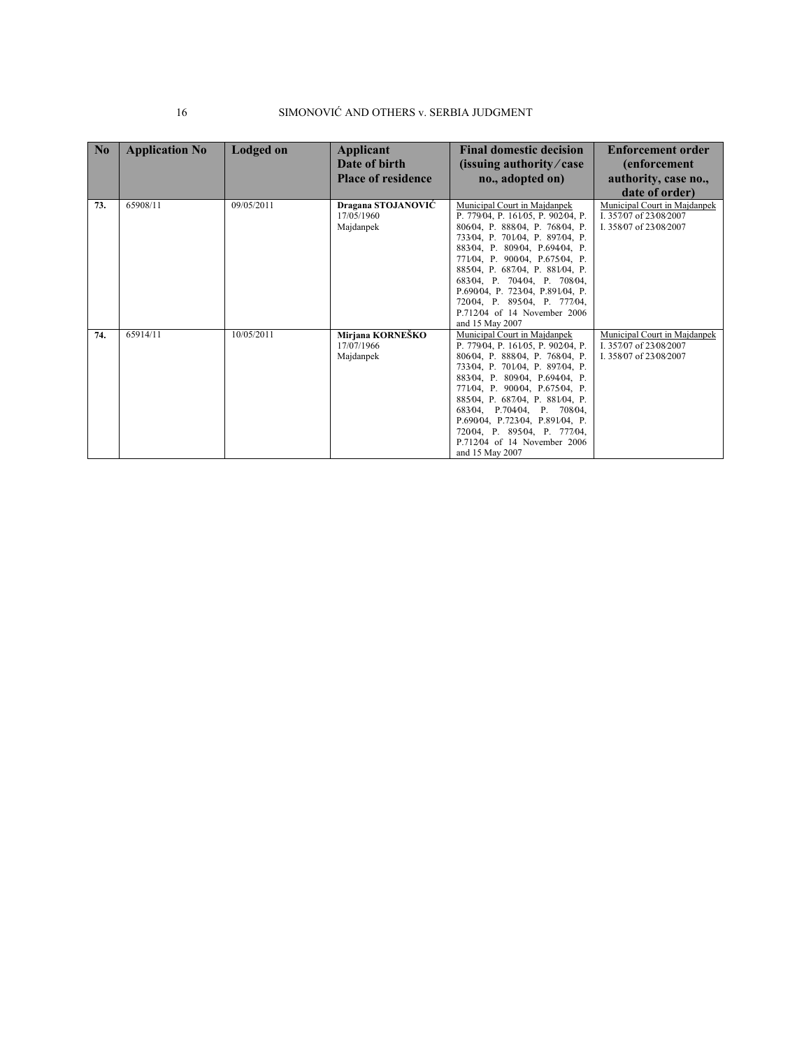| No | Application No | Lodged on | Applicant Date of birth Place of residence | Final domestic decision (issuing authority / case no., adopted on) | Enforcement order (enforcement authority, case no., date of order) |
|---|---|---|---|---|---|
| **73.** | 65908/11 | 09/05/2011 | **Dragana STOJANOVIĆ** 17/05/1960 Majdanpek | Municipal Court in Majdanpek P. 779/04, P. 161/05, P. 902/04, P. 806/04, P. 888/04, P. 768/04, P. 733/04, P. 701/04, P. 897/04, P. 883/04, P. 809/04, P.694/04, P. 771/04, P. 900/04, P.675/04, P. 885/04, P. 687/04, P. 881/04, P. 683/04, P. 704/04, P. 708/04, P.690/04, P. 723/04, P.891/04, P. 720/04, P. 895/04, P. 777/04, P.712/04 of 14 November 2006 and 15 May 2007 | Municipal Court in Majdanpek I. 357/07 of 23/08/2007 I. 358/07 of 23/08/2007 |
| **74.** | 65914/11 | 10/05/2011 | **Mirjana KORNEŠKO** 17/07/1966 Majdanpek | Municipal Court in Majdanpek P. 779/04, P. 161/05, P. 902/04, P. 806/04, P. 888/04, P. 768/04, P. 733/04, P. 701/04, P. 897/04, P. 883/04, P. 809/04, P.694/04, P. 771/04, P. 900/04, P.675/04, P. 885/04, P. 687/04, P. 881/04, P. 683/04, P.704/04, P. 708/04, P.690/04, P.723/04, P.891/04, P. 720/04, P. 895/04, P. 777/04, P.712/04 of 14 November 2006 and 15 May 2007 | Municipal Court in Majdanpek I. 357/07 of 23/08/2007 I. 358/07 of 23/08/2007 |